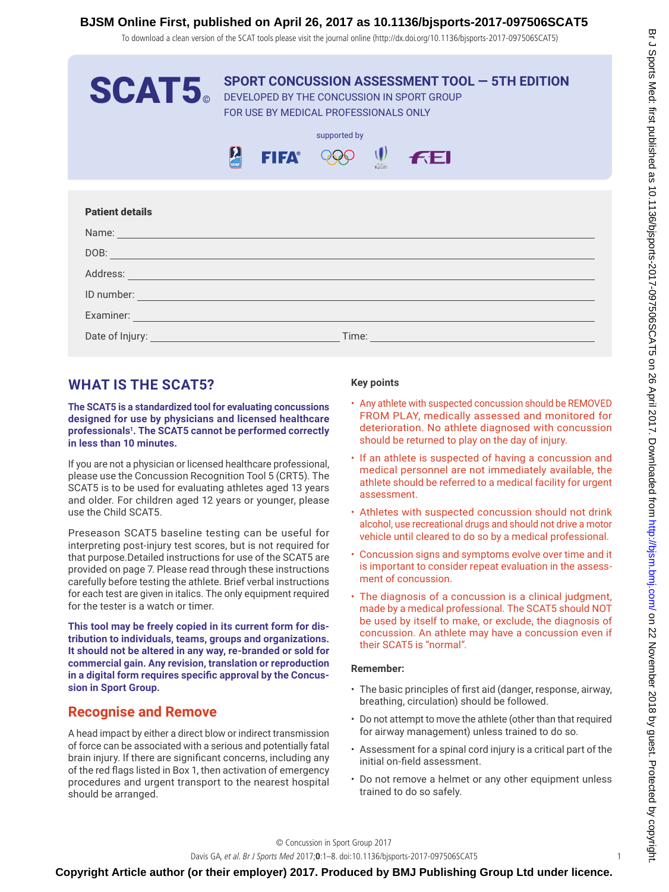# SCAT5©

## SPORT CONCUSSION ASSESSMENT TOOL — 5TH EDITION

DEVELOPED BY THE CONCUSSION IN SPORT GROUP
FOR USE BY MEDICAL PROFESSIONALS ONLY

supported by

FIFA®

### Patient details

Name: ____________________

DOB: ____________________

Address: ____________________

ID number: ____________________

Examiner: ____________________

Date of Injury: ____________________ Time: ____________________

## WHAT IS THE SCAT5?

**The SCAT5 is a standardized tool for evaluating concussions designed for use by physicians and licensed healthcare professionals[1]. The SCAT5 cannot be performed correctly in less than 10 minutes.**

If you are not a physician or licensed healthcare professional, please use the Concussion Recognition Tool 5 (CRT5). The SCAT5 is to be used for evaluating athletes aged 13 years and older. For children aged 12 years or younger, please use the Child SCAT5.

Preseason SCAT5 baseline testing can be useful for interpreting post-injury test scores, but is not required for that purpose.Detailed instructions for use of the SCAT5 are provided on page 7. Please read through these instructions carefully before testing the athlete. Brief verbal instructions for each test are given in italics. The only equipment required for the tester is a watch or timer.

**This tool may be freely copied in its current form for distribution to individuals, teams, groups and organizations. It should not be altered in any way, re-branded or sold for commercial gain. Any revision, translation or reproduction in a digital form requires specific approval by the Concussion in Sport Group.**

## Recognise and Remove

A head impact by either a direct blow or indirect transmission of force can be associated with a serious and potentially fatal brain injury. If there are significant concerns, including any of the red flags listed in Box 1, then activation of emergency procedures and urgent transport to the nearest hospital should be arranged.

### Key points

- Any athlete with suspected concussion should be REMOVED FROM PLAY, medically assessed and monitored for deterioration. No athlete diagnosed with concussion should be returned to play on the day of injury.
- If an athlete is suspected of having a concussion and medical personnel are not immediately available, the athlete should be referred to a medical facility for urgent assessment.
- Athletes with suspected concussion should not drink alcohol, use recreational drugs and should not drive a motor vehicle until cleared to do so by a medical professional.
- Concussion signs and symptoms evolve over time and it is important to consider repeat evaluation in the assessment of concussion.
- The diagnosis of a concussion is a clinical judgment, made by a medical professional. The SCAT5 should NOT be used by itself to make, or exclude, the diagnosis of concussion. An athlete may have a concussion even if their SCAT5 is "normal".

### Remember:

- The basic principles of first aid (danger, response, airway, breathing, circulation) should be followed.
- Do not attempt to move the athlete (other than that required for airway management) unless trained to do so.
- Assessment for a spinal cord injury is a critical part of the initial on-field assessment.
- Do not remove a helmet or any other equipment unless trained to do so safely.

© Concussion in Sport Group 2017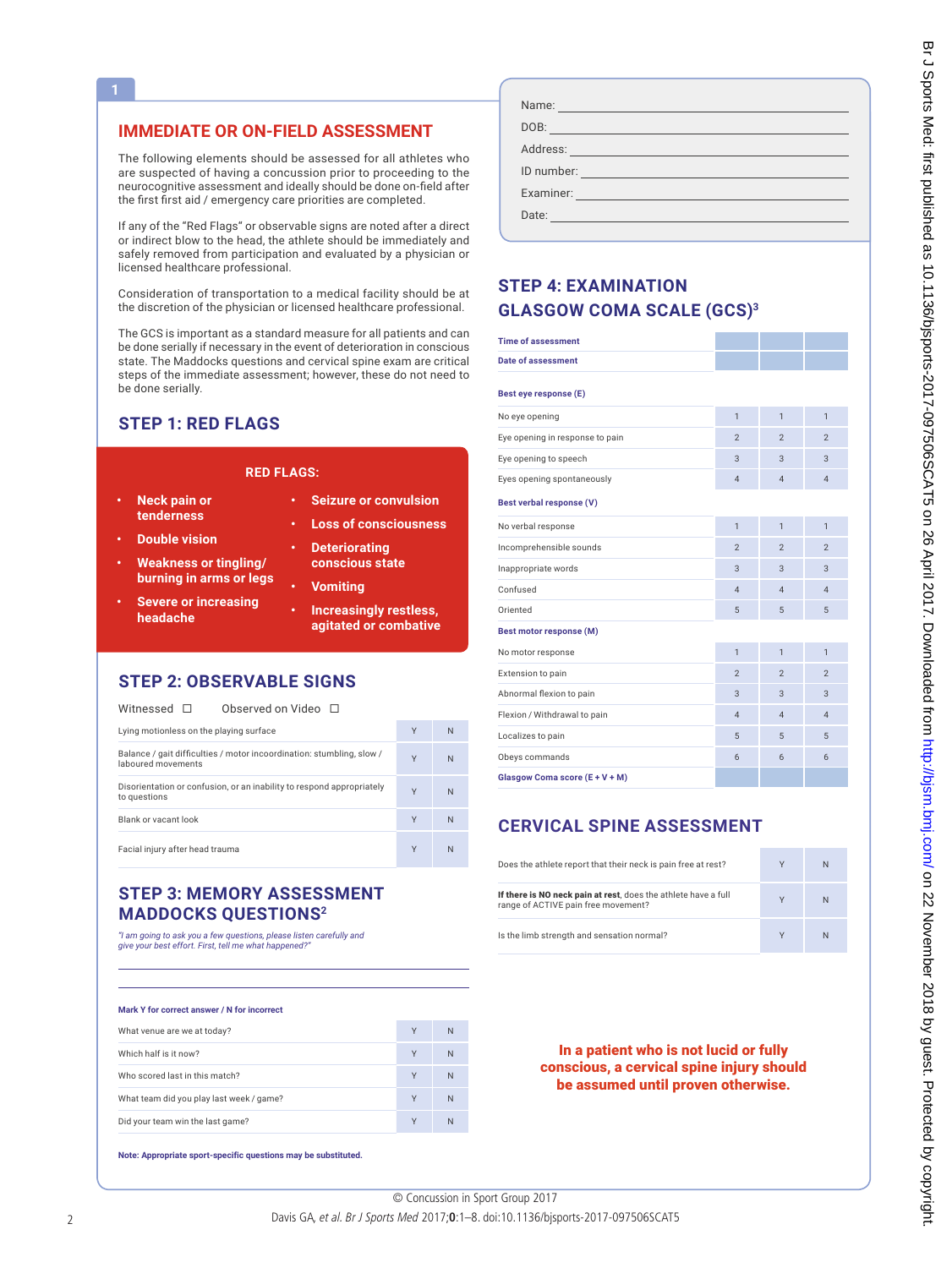## 1

# IMMEDIATE OR ON-FIELD ASSESSMENT

The following elements should be assessed for all athletes who are suspected of having a concussion prior to proceeding to the neurocognitive assessment and ideally should be done on-field after the first first aid / emergency care priorities are completed.

If any of the "Red Flags" or observable signs are noted after a direct or indirect blow to the head, the athlete should be immediately and safely removed from participation and evaluated by a physician or licensed healthcare professional.

Consideration of transportation to a medical facility should be at the discretion of the physician or licensed healthcare professional.

The GCS is important as a standard measure for all patients and can be done serially if necessary in the event of deterioration in conscious state. The Maddocks questions and cervical spine exam are critical steps of the immediate assessment; however, these do not need to be done serially.

## STEP 1: RED FLAGS

**RED FLAGS:**

- **Neck pain or tenderness**
- **Double vision**
- **Weakness or tingling/ burning in arms or legs**
- **Severe or increasing headache**
- **Seizure or convulsion**
- **Loss of consciousness**
- **Deteriorating conscious state**
- **Vomiting**
- **Increasingly restless, agitated or combative**

## STEP 2: OBSERVABLE SIGNS

Witnessed ☐ Observed on Video ☐

| | | |
|---|---|---|
| Lying motionless on the playing surface | Y | N |
| Balance / gait difficulties / motor incoordination: stumbling, slow / laboured movements | Y | N |
| Disorientation or confusion, or an inability to respond appropriately to questions | Y | N |
| Blank or vacant look | Y | N |
| Facial injury after head trauma | Y | N |

## STEP 3: MEMORY ASSESSMENT MADDOCKS QUESTIONS[2]

*"I am going to ask you a few questions, please listen carefully and give your best effort. First, tell me what happened?"*

| Mark Y for correct answer / N for incorrect | | |
|---|---|---|
| What venue are we at today? | Y | N |
| Which half is it now? | Y | N |
| Who scored last in this match? | Y | N |
| What team did you play last week / game? | Y | N |
| Did your team win the last game? | Y | N |

**Note: Appropriate sport-specific questions may be substituted.**

Name:
DOB:
Address:
ID number:
Examiner:
Date:

## STEP 4: EXAMINATION GLASGOW COMA SCALE (GCS)[3]

| | | | |
|---|---|---|---|
| **Time of assessment** | | | |
| **Date of assessment** | | | |
| **Best eye response (E)** | | | |
| No eye opening | 1 | 1 | 1 |
| Eye opening in response to pain | 2 | 2 | 2 |
| Eye opening to speech | 3 | 3 | 3 |
| Eyes opening spontaneously | 4 | 4 | 4 |
| **Best verbal response (V)** | | | |
| No verbal response | 1 | 1 | 1 |
| Incomprehensible sounds | 2 | 2 | 2 |
| Inappropriate words | 3 | 3 | 3 |
| Confused | 4 | 4 | 4 |
| Oriented | 5 | 5 | 5 |
| **Best motor response (M)** | | | |
| No motor response | 1 | 1 | 1 |
| Extension to pain | 2 | 2 | 2 |
| Abnormal flexion to pain | 3 | 3 | 3 |
| Flexion / Withdrawal to pain | 4 | 4 | 4 |
| Localizes to pain | 5 | 5 | 5 |
| Obeys commands | 6 | 6 | 6 |
| **Glasgow Coma score (E + V + M)** | | | |

## CERVICAL SPINE ASSESSMENT

| | | |
|---|---|---|
| Does the athlete report that their neck is pain free at rest? | Y | N |
| **If there is NO neck pain at rest**, does the athlete have a full range of ACTIVE pain free movement? | Y | N |
| Is the limb strength and sensation normal? | Y | N |

**In a patient who is not lucid or fully conscious, a cervical spine injury should be assumed until proven otherwise.**

© Concussion in Sport Group 2017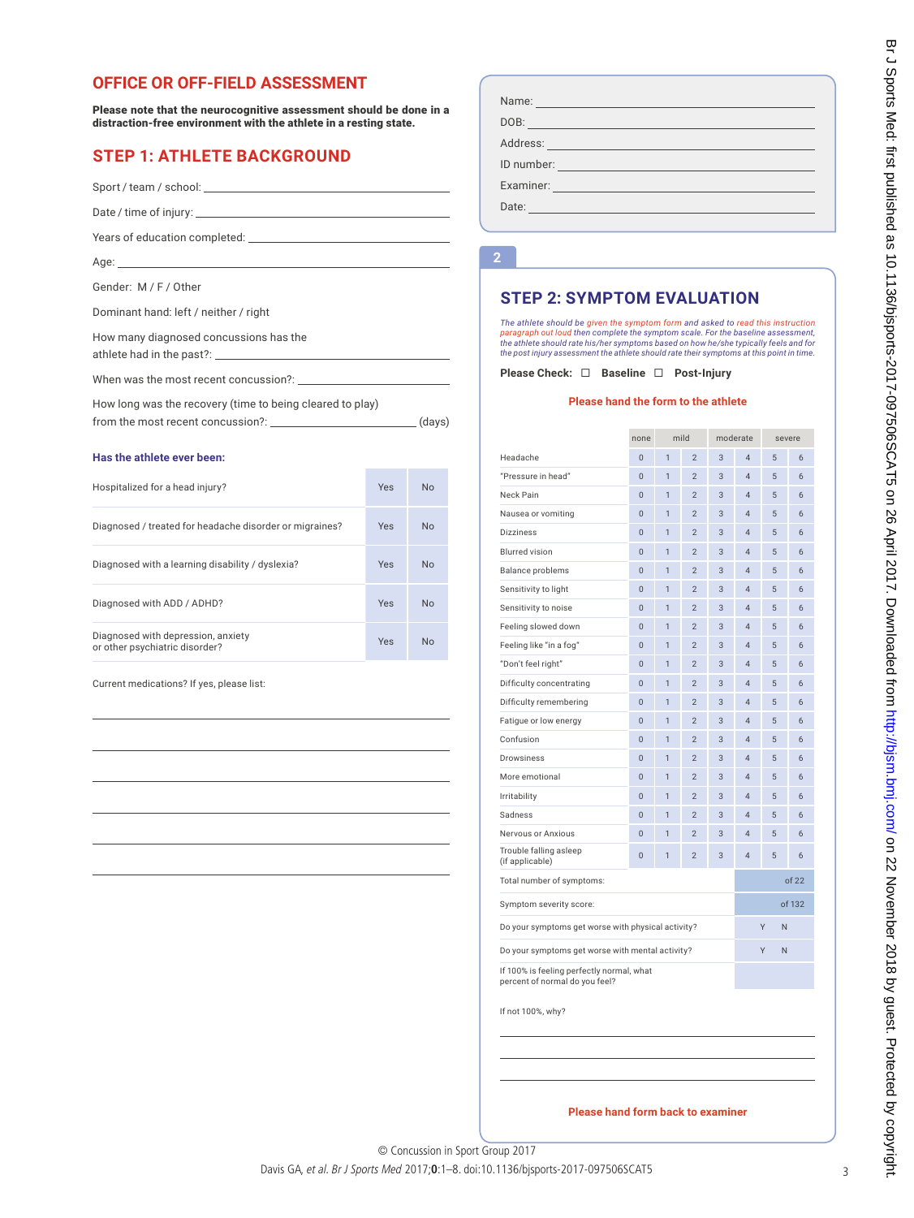## OFFICE OR OFF-FIELD ASSESSMENT

**Please note that the neurocognitive assessment should be done in a distraction-free environment with the athlete in a resting state.**

## STEP 1: ATHLETE BACKGROUND

Sport / team / school: ____________________

Date / time of injury: ____________________

Years of education completed: ____________________

Age: ____________________

Gender: M / F / Other

Dominant hand: left / neither / right

How many diagnosed concussions has the athlete had in the past?: ____________________

When was the most recent concussion?: ____________________

How long was the recovery (time to being cleared to play) from the most recent concussion?: ____________________ (days)

**Has the athlete ever been:**

| | | |
|---|---|---|
| Hospitalized for a head injury? | Yes | No |
| Diagnosed / treated for headache disorder or migraines? | Yes | No |
| Diagnosed with a learning disability / dyslexia? | Yes | No |
| Diagnosed with ADD / ADHD? | Yes | No |
| Diagnosed with depression, anxiety or other psychiatric disorder? | Yes | No |

Current medications? If yes, please list:

____________________

____________________

____________________

____________________

____________________

____________________

Name: ____________________

DOB: ____________________

Address: ____________________

ID number: ____________________

Examiner: ____________________

Date: ____________________

## 2

## STEP 2: SYMPTOM EVALUATION

*The athlete should be given the symptom form and asked to read this instruction paragraph out loud then complete the symptom scale. For the baseline assessment, the athlete should rate his/her symptoms based on how he/she typically feels and for the post injury assessment the athlete should rate their symptoms at this point in time.*

**Please Check: ☐ Baseline ☐ Post-Injury**

**Please hand the form to the athlete**

| | none | mild | | moderate | | severe | |
|---|---|---|---|---|---|---|---|
| Headache | 0 | 1 | 2 | 3 | 4 | 5 | 6 |
| "Pressure in head" | 0 | 1 | 2 | 3 | 4 | 5 | 6 |
| Neck Pain | 0 | 1 | 2 | 3 | 4 | 5 | 6 |
| Nausea or vomiting | 0 | 1 | 2 | 3 | 4 | 5 | 6 |
| Dizziness | 0 | 1 | 2 | 3 | 4 | 5 | 6 |
| Blurred vision | 0 | 1 | 2 | 3 | 4 | 5 | 6 |
| Balance problems | 0 | 1 | 2 | 3 | 4 | 5 | 6 |
| Sensitivity to light | 0 | 1 | 2 | 3 | 4 | 5 | 6 |
| Sensitivity to noise | 0 | 1 | 2 | 3 | 4 | 5 | 6 |
| Feeling slowed down | 0 | 1 | 2 | 3 | 4 | 5 | 6 |
| Feeling like "in a fog" | 0 | 1 | 2 | 3 | 4 | 5 | 6 |
| "Don't feel right" | 0 | 1 | 2 | 3 | 4 | 5 | 6 |
| Difficulty concentrating | 0 | 1 | 2 | 3 | 4 | 5 | 6 |
| Difficulty remembering | 0 | 1 | 2 | 3 | 4 | 5 | 6 |
| Fatigue or low energy | 0 | 1 | 2 | 3 | 4 | 5 | 6 |
| Confusion | 0 | 1 | 2 | 3 | 4 | 5 | 6 |
| Drowsiness | 0 | 1 | 2 | 3 | 4 | 5 | 6 |
| More emotional | 0 | 1 | 2 | 3 | 4 | 5 | 6 |
| Irritability | 0 | 1 | 2 | 3 | 4 | 5 | 6 |
| Sadness | 0 | 1 | 2 | 3 | 4 | 5 | 6 |
| Nervous or Anxious | 0 | 1 | 2 | 3 | 4 | 5 | 6 |
| Trouble falling asleep (if applicable) | 0 | 1 | 2 | 3 | 4 | 5 | 6 |

| | |
|---|---|
| Total number of symptoms: | of 22 |
| Symptom severity score: | of 132 |
| Do your symptoms get worse with physical activity? | Y N |
| Do your symptoms get worse with mental activity? | Y N |
| If 100% is feeling perfectly normal, what percent of normal do you feel? | |

If not 100%, why?

____________________

____________________

____________________

**Please hand form back to examiner**

© Concussion in Sport Group 2017

Davis GA, *et al. Br J Sports Med* 2017;**0**:1–8. doi:10.1136/bjsports-2017-097506SCAT5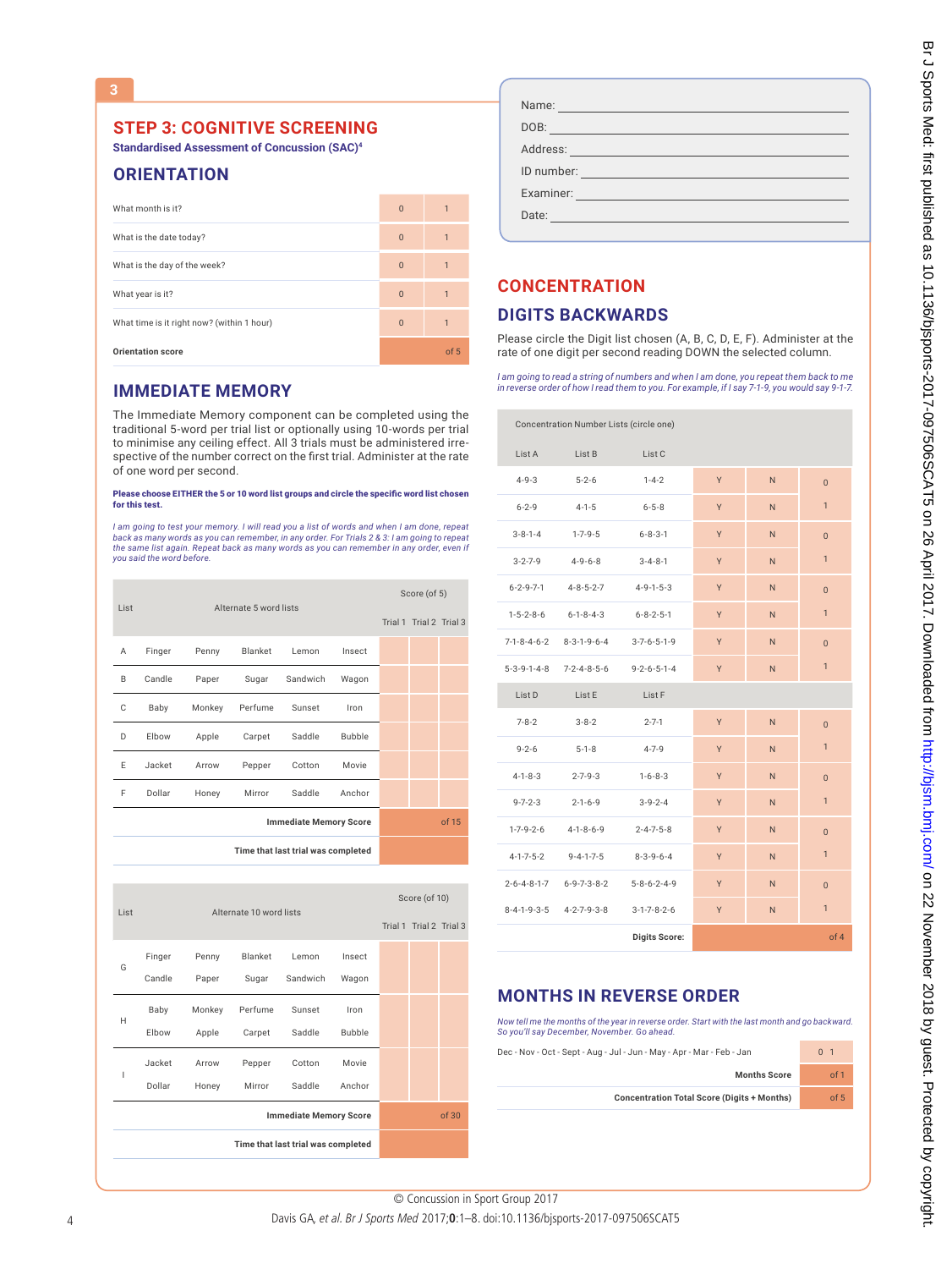## STEP 3: COGNITIVE SCREENING

**Standardised Assessment of Concussion (SAC)**[4]

### ORIENTATION

| | | |
|---|---|---|
| What month is it? | 0 | 1 |
| What is the date today? | 0 | 1 |
| What is the day of the week? | 0 | 1 |
| What year is it? | 0 | 1 |
| What time is it right now? (within 1 hour) | 0 | 1 |
| **Orientation score** | | of 5 |

### IMMEDIATE MEMORY

The Immediate Memory component can be completed using the traditional 5-word per trial list or optionally using 10-words per trial to minimise any ceiling effect. All 3 trials must be administered irrespective of the number correct on the first trial. Administer at the rate of one word per second.

**Please choose EITHER the 5 or 10 word list groups and circle the specific word list chosen for this test.**

*I am going to test your memory. I will read you a list of words and when I am done, repeat back as many words as you can remember, in any order. For Trials 2 & 3: I am going to repeat the same list again. Repeat back as many words as you can remember in any order, even if you said the word before.*

| List | Alternate 5 word lists | | | | | Score (of 5) | | |
|---|---|---|---|---|---|---|---|---|
| | | | | | | Trial 1 | Trial 2 | Trial 3 |
| A | Finger | Penny | Blanket | Lemon | Insect | | | |
| B | Candle | Paper | Sugar | Sandwich | Wagon | | | |
| C | Baby | Monkey | Perfume | Sunset | Iron | | | |
| D | Elbow | Apple | Carpet | Saddle | Bubble | | | |
| E | Jacket | Arrow | Pepper | Cotton | Movie | | | |
| F | Dollar | Honey | Mirror | Saddle | Anchor | | | |
| | | | | | **Immediate Memory Score** | of 15 | | |
| | | | | | **Time that last trial was completed** | | | |

| List | Alternate 10 word lists | | | | | Score (of 10) | | |
|---|---|---|---|---|---|---|---|---|
| | | | | | | Trial 1 | Trial 2 | Trial 3 |
| G | Finger | Penny | Blanket | Lemon | Insect | | | |
| | Candle | Paper | Sugar | Sandwich | Wagon | | | |
| H | Baby | Monkey | Perfume | Sunset | Iron | | | |
| | Elbow | Apple | Carpet | Saddle | Bubble | | | |
| I | Jacket | Arrow | Pepper | Cotton | Movie | | | |
| | Dollar | Honey | Mirror | Saddle | Anchor | | | |
| | | | | | **Immediate Memory Score** | of 30 | | |
| | | | | | **Time that last trial was completed** | | | |

Name:

DOB:

Address:

ID number:

Examiner:

Date:

### CONCENTRATION

### DIGITS BACKWARDS

Please circle the Digit list chosen (A, B, C, D, E, F). Administer at the rate of one digit per second reading DOWN the selected column.

*I am going to read a string of numbers and when I am done, you repeat them back to me in reverse order of how I read them to you. For example, if I say 7-1-9, you would say 9-1-7.*

| Concentration Number Lists (circle one) | | | | | |
|---|---|---|---|---|---|
| List A | List B | List C | | | |
| 4-9-3 | 5-2-6 | 1-4-2 | Y | N | 0 |
| 6-2-9 | 4-1-5 | 6-5-8 | Y | N | 1 |
| 3-8-1-4 | 1-7-9-5 | 6-8-3-1 | Y | N | 0 |
| 3-2-7-9 | 4-9-6-8 | 3-4-8-1 | Y | N | 1 |
| 6-2-9-7-1 | 4-8-5-2-7 | 4-9-1-5-3 | Y | N | 0 |
| 1-5-2-8-6 | 6-1-8-4-3 | 6-8-2-5-1 | Y | N | 1 |
| 7-1-8-4-6-2 | 8-3-1-9-6-4 | 3-7-6-5-1-9 | Y | N | 0 |
| 5-3-9-1-4-8 | 7-2-4-8-5-6 | 9-2-6-5-1-4 | Y | N | 1 |
| List D | List E | List F | | | |
| 7-8-2 | 3-8-2 | 2-7-1 | Y | N | 0 |
| 9-2-6 | 5-1-8 | 4-7-9 | Y | N | 1 |
| 4-1-8-3 | 2-7-9-3 | 1-6-8-3 | Y | N | 0 |
| 9-7-2-3 | 2-1-6-9 | 3-9-2-4 | Y | N | 1 |
| 1-7-9-2-6 | 4-1-8-6-9 | 2-4-7-5-8 | Y | N | 0 |
| 4-1-7-5-2 | 9-4-1-7-5 | 8-3-9-6-4 | Y | N | 1 |
| 2-6-4-8-1-7 | 6-9-7-3-8-2 | 5-8-6-2-4-9 | Y | N | 0 |
| 8-4-1-9-3-5 | 4-2-7-9-3-8 | 3-1-7-8-2-6 | Y | N | 1 |
| | | **Digits Score:** | | | of 4 |

### MONTHS IN REVERSE ORDER

*Now tell me the months of the year in reverse order. Start with the last month and go backward. So you'll say December, November. Go ahead.*

| | |
|---|---|
| Dec - Nov - Oct - Sept - Aug - Jul - Jun - May - Apr - Mar - Feb - Jan | 0 1 |
| **Months Score** | of 1 |
| **Concentration Total Score (Digits + Months)** | of 5 |

© Concussion in Sport Group 2017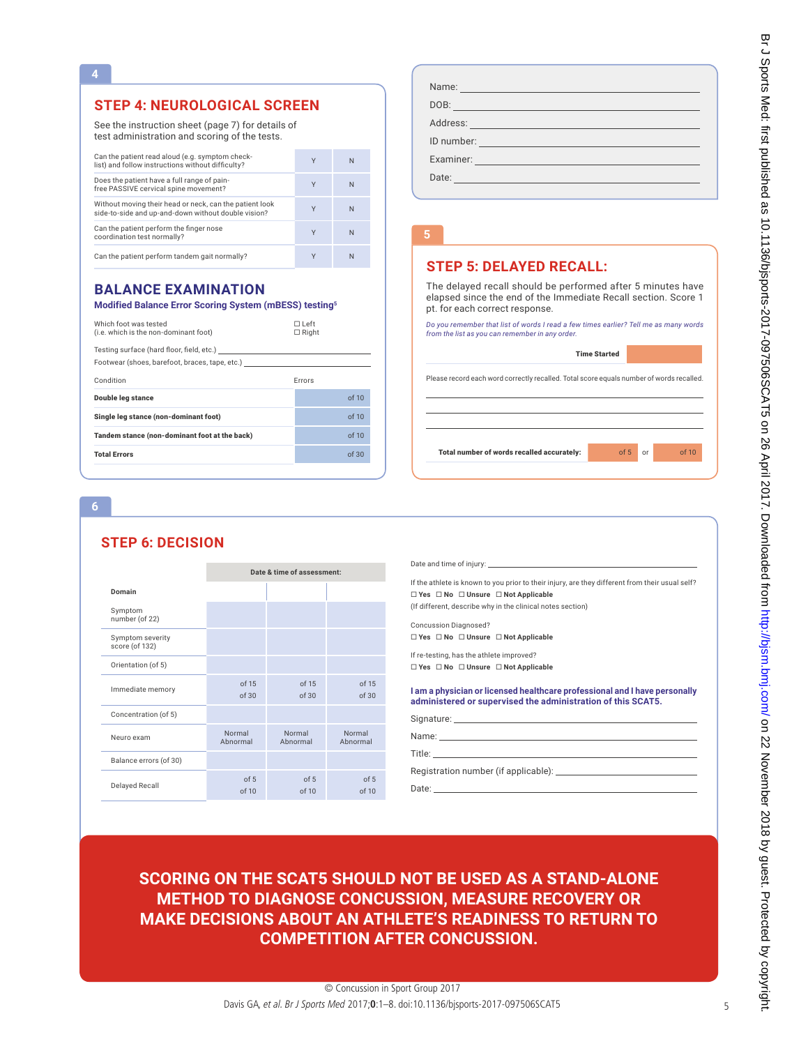4

## STEP 4: NEUROLOGICAL SCREEN

See the instruction sheet (page 7) for details of test administration and scoring of the tests.

| | | |
|---|---|---|
| Can the patient read aloud (e.g. symptom check-list) and follow instructions without difficulty? | Y | N |
| Does the patient have a full range of pain-free PASSIVE cervical spine movement? | Y | N |
| Without moving their head or neck, can the patient look side-to-side and up-and-down without double vision? | Y | N |
| Can the patient perform the finger nose coordination test normally? | Y | N |
| Can the patient perform tandem gait normally? | Y | N |

## BALANCE EXAMINATION

**Modified Balance Error Scoring System (mBESS) testing**[5]

Which foot was tested (i.e. which is the non-dominant foot) ☐ Left ☐ Right

Testing surface (hard floor, field, etc.) \_\_\_\_\_\_\_\_\_\_\_\_\_\_\_\_

Footwear (shoes, barefoot, braces, tape, etc.) \_\_\_\_\_\_\_\_\_\_\_\_\_\_\_\_

| Condition | Errors |
|---|---|
| **Double leg stance** | of 10 |
| **Single leg stance (non-dominant foot)** | of 10 |
| **Tandem stance (non-dominant foot at the back)** | of 10 |
| **Total Errors** | of 30 |

Name: \_\_\_\_\_\_\_\_\_\_\_\_\_\_\_\_

DOB: \_\_\_\_\_\_\_\_\_\_\_\_\_\_\_\_

Address: \_\_\_\_\_\_\_\_\_\_\_\_\_\_\_\_

ID number: \_\_\_\_\_\_\_\_\_\_\_\_\_\_\_\_

Examiner: \_\_\_\_\_\_\_\_\_\_\_\_\_\_\_\_

Date: \_\_\_\_\_\_\_\_\_\_\_\_\_\_\_\_

5

## STEP 5: DELAYED RECALL:

The delayed recall should be performed after 5 minutes have elapsed since the end of the Immediate Recall section. Score 1 pt. for each correct response.

*Do you remember that list of words I read a few times earlier? Tell me as many words from the list as you can remember in any order.*

**Time Started** \_\_\_\_\_\_\_\_

Please record each word correctly recalled. Total score equals number of words recalled.

\_\_\_\_\_\_\_\_\_\_\_\_\_\_\_\_

\_\_\_\_\_\_\_\_\_\_\_\_\_\_\_\_

\_\_\_\_\_\_\_\_\_\_\_\_\_\_\_\_

**Total number of words recalled accurately:** of 5 or of 10

6

## STEP 6: DECISION

| Domain | Date & time of assessment: | | |
|---|---|---|---|
| | | | |
| Symptom number (of 22) | | | |
| Symptom severity score (of 132) | | | |
| Orientation (of 5) | | | |
| Immediate memory | of 15<br>of 30 | of 15<br>of 30 | of 15<br>of 30 |
| Concentration (of 5) | | | |
| Neuro exam | Normal<br>Abnormal | Normal<br>Abnormal | Normal<br>Abnormal |
| Balance errors (of 30) | | | |
| Delayed Recall | of 5<br>of 10 | of 5<br>of 10 | of 5<br>of 10 |

Date and time of injury: \_\_\_\_\_\_\_\_\_\_\_\_\_\_\_\_

If the athlete is known to you prior to their injury, are they different from their usual self?

☐ **Yes** ☐ **No** ☐ **Unsure** ☐ **Not Applicable**

(If different, describe why in the clinical notes section)

Concussion Diagnosed?

☐ **Yes** ☐ **No** ☐ **Unsure** ☐ **Not Applicable**

If re-testing, has the athlete improved?

☐ **Yes** ☐ **No** ☐ **Unsure** ☐ **Not Applicable**

**I am a physician or licensed healthcare professional and I have personally administered or supervised the administration of this SCAT5.**

Signature: \_\_\_\_\_\_\_\_\_\_\_\_\_\_\_\_

Name: \_\_\_\_\_\_\_\_\_\_\_\_\_\_\_\_

Title: \_\_\_\_\_\_\_\_\_\_\_\_\_\_\_\_

Registration number (if applicable): \_\_\_\_\_\_\_\_\_\_\_\_\_\_\_\_

Date: \_\_\_\_\_\_\_\_\_\_\_\_\_\_\_\_

**SCORING ON THE SCAT5 SHOULD NOT BE USED AS A STAND-ALONE METHOD TO DIAGNOSE CONCUSSION, MEASURE RECOVERY OR MAKE DECISIONS ABOUT AN ATHLETE'S READINESS TO RETURN TO COMPETITION AFTER CONCUSSION.**

© Concussion in Sport Group 2017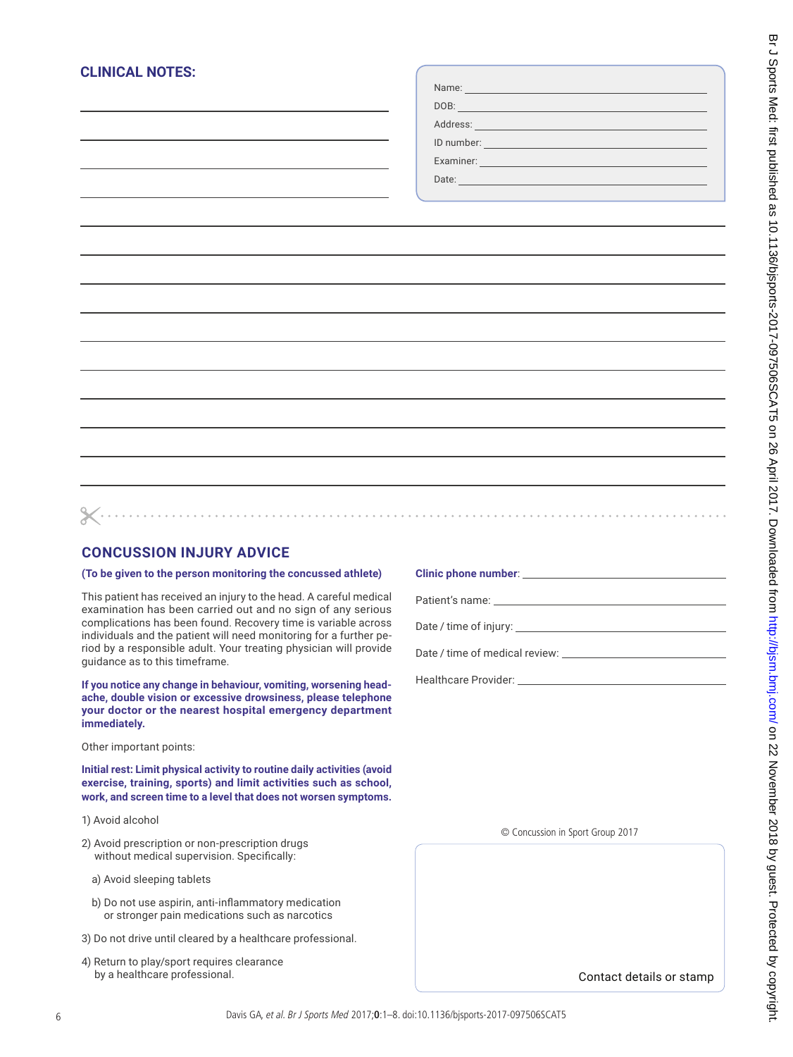## CLINICAL NOTES:

Name:

DOB:

Address:

ID number:

Examiner:

Date:

## CONCUSSION INJURY ADVICE

**(To be given to the person monitoring the concussed athlete)**

This patient has received an injury to the head. A careful medical examination has been carried out and no sign of any serious complications has been found. Recovery time is variable across individuals and the patient will need monitoring for a further period by a responsible adult. Your treating physician will provide guidance as to this timeframe.

**If you notice any change in behaviour, vomiting, worsening headache, double vision or excessive drowsiness, please telephone your doctor or the nearest hospital emergency department immediately.**

Other important points:

**Initial rest: Limit physical activity to routine daily activities (avoid exercise, training, sports) and limit activities such as school, work, and screen time to a level that does not worsen symptoms.**

1) Avoid alcohol

2) Avoid prescription or non-prescription drugs without medical supervision. Specifically:

   a) Avoid sleeping tablets

   b) Do not use aspirin, anti-inflammatory medication or stronger pain medications such as narcotics

3) Do not drive until cleared by a healthcare professional.

4) Return to play/sport requires clearance by a healthcare professional.

**Clinic phone number**:

Patient's name:

Date / time of injury:

Date / time of medical review:

Healthcare Provider:

© Concussion in Sport Group 2017

Contact details or stamp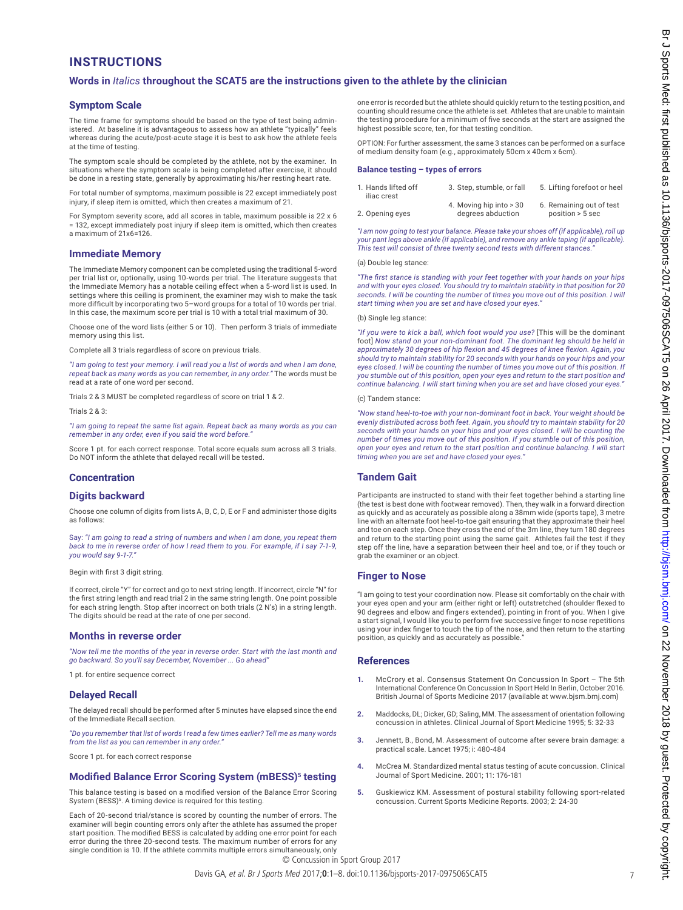# INSTRUCTIONS

## Words in *Italics* throughout the SCAT5 are the instructions given to the athlete by the clinician

### Symptom Scale

The time frame for symptoms should be based on the type of test being administered. At baseline it is advantageous to assess how an athlete "typically" feels whereas during the acute/post-acute stage it is best to ask how the athlete feels at the time of testing.

The symptom scale should be completed by the athlete, not by the examiner. In situations where the symptom scale is being completed after exercise, it should be done in a resting state, generally by approximating his/her resting heart rate.

For total number of symptoms, maximum possible is 22 except immediately post injury, if sleep item is omitted, which then creates a maximum of 21.

For Symptom severity score, add all scores in table, maximum possible is 22 x 6 = 132, except immediately post injury if sleep item is omitted, which then creates a maximum of 21x6=126.

### Immediate Memory

The Immediate Memory component can be completed using the traditional 5-word per trial list or, optionally, using 10-words per trial. The literature suggests that the Immediate Memory has a notable ceiling effect when a 5-word list is used. In settings where this ceiling is prominent, the examiner may wish to make the task more difficult by incorporating two 5–word groups for a total of 10 words per trial. In this case, the maximum score per trial is 10 with a total trial maximum of 30.

Choose one of the word lists (either 5 or 10). Then perform 3 trials of immediate memory using this list.

Complete all 3 trials regardless of score on previous trials.

*"I am going to test your memory. I will read you a list of words and when I am done, repeat back as many words as you can remember, in any order."* The words must be read at a rate of one word per second.

Trials 2 & 3 MUST be completed regardless of score on trial 1 & 2.

Trials 2 & 3:

*"I am going to repeat the same list again. Repeat back as many words as you can remember in any order, even if you said the word before."*

Score 1 pt. for each correct response. Total score equals sum across all 3 trials. Do NOT inform the athlete that delayed recall will be tested.

### Concentration

### Digits backward

Choose one column of digits from lists A, B, C, D, E or F and administer those digits as follows:

Say: *"I am going to read a string of numbers and when I am done, you repeat them back to me in reverse order of how I read them to you. For example, if I say 7-1-9, you would say 9-1-7."*

Begin with first 3 digit string.

If correct, circle "Y" for correct and go to next string length. If incorrect, circle "N" for the first string length and read trial 2 in the same string length. One point possible for each string length. Stop after incorrect on both trials (2 N's) in a string length. The digits should be read at the rate of one per second.

### Months in reverse order

*"Now tell me the months of the year in reverse order. Start with the last month and go backward. So you'll say December, November ... Go ahead"*

1 pt. for entire sequence correct

### Delayed Recall

The delayed recall should be performed after 5 minutes have elapsed since the end of the Immediate Recall section.

*"Do you remember that list of words I read a few times earlier? Tell me as many words from the list as you can remember in any order."*

Score 1 pt. for each correct response

### Modified Balance Error Scoring System (mBESS)[5] testing

This balance testing is based on a modified version of the Balance Error Scoring System (BESS)[5]. A timing device is required for this testing.

Each of 20-second trial/stance is scored by counting the number of errors. The examiner will begin counting errors only after the athlete has assumed the proper start position. The modified BESS is calculated by adding one error point for each error during the three 20-second tests. The maximum number of errors for any single condition is 10. If the athlete commits multiple errors simultaneously, only one error is recorded but the athlete should quickly return to the testing position, and counting should resume once the athlete is set. Athletes that are unable to maintain the testing procedure for a minimum of five seconds at the start are assigned the highest possible score, ten, for that testing condition.

OPTION: For further assessment, the same 3 stances can be performed on a surface of medium density foam (e.g., approximately 50cm x 40cm x 6cm).

#### Balance testing – types of errors

1. Hands lifted off iliac crest
2. Opening eyes
3. Step, stumble, or fall
4. Moving hip into > 30 degrees abduction
5. Lifting forefoot or heel
6. Remaining out of test position > 5 sec

*"I am now going to test your balance. Please take your shoes off (if applicable), roll up your pant legs above ankle (if applicable), and remove any ankle taping (if applicable). This test will consist of three twenty second tests with different stances."*

(a) Double leg stance:

*"The first stance is standing with your feet together with your hands on your hips and with your eyes closed. You should try to maintain stability in that position for 20 seconds. I will be counting the number of times you move out of this position. I will start timing when you are set and have closed your eyes."*

(b) Single leg stance:

*"If you were to kick a ball, which foot would you use?* [This will be the dominant foot] *Now stand on your non-dominant foot. The dominant leg should be held in approximately 30 degrees of hip flexion and 45 degrees of knee flexion. Again, you should try to maintain stability for 20 seconds with your hands on your hips and your eyes closed. I will be counting the number of times you move out of this position. If you stumble out of this position, open your eyes and return to the start position and continue balancing. I will start timing when you are set and have closed your eyes."*

(c) Tandem stance:

*"Now stand heel-to-toe with your non-dominant foot in back. Your weight should be evenly distributed across both feet. Again, you should try to maintain stability for 20 seconds with your hands on your hips and your eyes closed. I will be counting the number of times you move out of this position. If you stumble out of this position, open your eyes and return to the start position and continue balancing. I will start timing when you are set and have closed your eyes."*

### Tandem Gait

Participants are instructed to stand with their feet together behind a starting line (the test is best done with footwear removed). Then, they walk in a forward direction as quickly and as accurately as possible along a 38mm wide (sports tape), 3 metre line with an alternate foot heel-to-toe gait ensuring that they approximate their heel and toe on each step. Once they cross the end of the 3m line, they turn 180 degrees and return to the starting point using the same gait. Athletes fail the test if they step off the line, have a separation between their heel and toe, or if they touch or grab the examiner or an object.

### Finger to Nose

"I am going to test your coordination now. Please sit comfortably on the chair with your eyes open and your arm (either right or left) outstretched (shoulder flexed to 90 degrees and elbow and fingers extended), pointing in front of you. When I give a start signal, I would like you to perform five successive finger to nose repetitions using your index finger to touch the tip of the nose, and then return to the starting position, as quickly and as accurately as possible."

### References

1. McCrory et al. Consensus Statement On Concussion In Sport – The 5th International Conference On Concussion In Sport Held In Berlin, October 2016. British Journal of Sports Medicine 2017 (available at www.bjsm.bmj.com)
2. Maddocks, DL; Dicker, GD; Saling, MM. The assessment of orientation following concussion in athletes. Clinical Journal of Sport Medicine 1995; 5: 32-33
3. Jennett, B., Bond, M. Assessment of outcome after severe brain damage: a practical scale. Lancet 1975; i: 480-484
4. McCrea M. Standardized mental status testing of acute concussion. Clinical Journal of Sport Medicine. 2001; 11: 176-181
5. Guskiewicz KM. Assessment of postural stability following sport-related concussion. Current Sports Medicine Reports. 2003; 2: 24-30

© Concussion in Sport Group 2017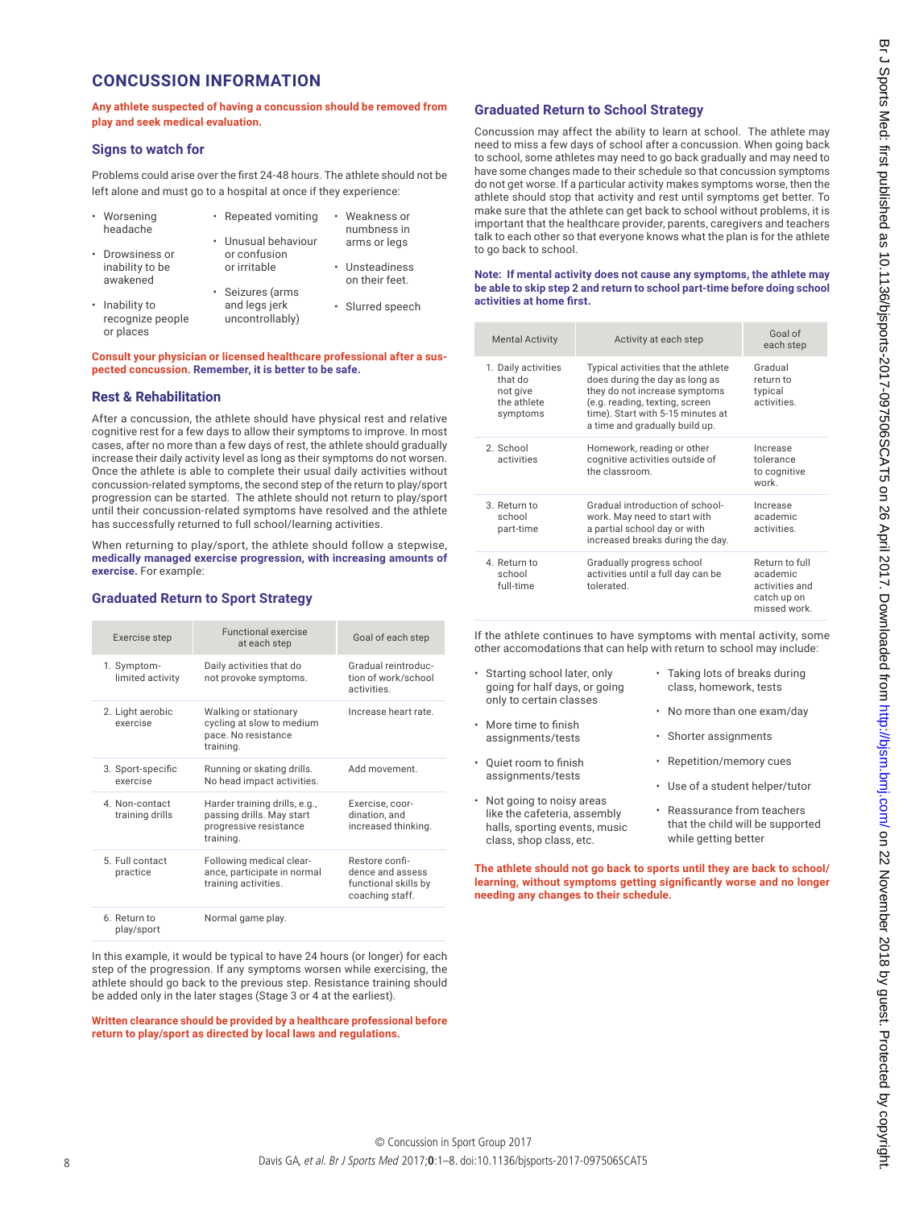## CONCUSSION INFORMATION

**Any athlete suspected of having a concussion should be removed from play and seek medical evaluation.**

### Signs to watch for

Problems could arise over the first 24-48 hours. The athlete should not be left alone and must go to a hospital at once if they experience:

- Worsening headache
- Drowsiness or inability to be awakened
- Inability to recognize people or places
- Repeated vomiting
- Unusual behaviour or confusion or irritable
- Seizures (arms and legs jerk uncontrollably)
- Weakness or numbness in arms or legs
- Unsteadiness on their feet.
- Slurred speech

**Consult your physician or licensed healthcare professional after a suspected concussion. Remember, it is better to be safe.**

### Rest & Rehabilitation

After a concussion, the athlete should have physical rest and relative cognitive rest for a few days to allow their symptoms to improve. In most cases, after no more than a few days of rest, the athlete should gradually increase their daily activity level as long as their symptoms do not worsen. Once the athlete is able to complete their usual daily activities without concussion-related symptoms, the second step of the return to play/sport progression can be started. The athlete should not return to play/sport until their concussion-related symptoms have resolved and the athlete has successfully returned to full school/learning activities.

When returning to play/sport, the athlete should follow a stepwise, **medically managed exercise progression, with increasing amounts of exercise.** For example:

### Graduated Return to Sport Strategy

| Exercise step | Functional exercise at each step | Goal of each step |
|---|---|---|
| 1. Symptom-limited activity | Daily activities that do not provoke symptoms. | Gradual reintroduction of work/school activities. |
| 2. Light aerobic exercise | Walking or stationary cycling at slow to medium pace. No resistance training. | Increase heart rate. |
| 3. Sport-specific exercise | Running or skating drills. No head impact activities. | Add movement. |
| 4. Non-contact training drills | Harder training drills, e.g., passing drills. May start progressive resistance training. | Exercise, coordination, and increased thinking. |
| 5. Full contact practice | Following medical clearance, participate in normal training activities. | Restore confidence and assess functional skills by coaching staff. |
| 6. Return to play/sport | Normal game play. | |

In this example, it would be typical to have 24 hours (or longer) for each step of the progression. If any symptoms worsen while exercising, the athlete should go back to the previous step. Resistance training should be added only in the later stages (Stage 3 or 4 at the earliest).

**Written clearance should be provided by a healthcare professional before return to play/sport as directed by local laws and regulations.**

### Graduated Return to School Strategy

Concussion may affect the ability to learn at school. The athlete may need to miss a few days of school after a concussion. When going back to school, some athletes may need to go back gradually and may need to have some changes made to their schedule so that concussion symptoms do not get worse. If a particular activity makes symptoms worse, then the athlete should stop that activity and rest until symptoms get better. To make sure that the athlete can get back to school without problems, it is important that the healthcare provider, parents, caregivers and teachers talk to each other so that everyone knows what the plan is for the athlete to go back to school.

**Note: If mental activity does not cause any symptoms, the athlete may be able to skip step 2 and return to school part-time before doing school activities at home first.**

| Mental Activity | Activity at each step | Goal of each step |
|---|---|---|
| 1. Daily activities that do not give the athlete symptoms | Typical activities that the athlete does during the day as long as they do not increase symptoms (e.g. reading, texting, screen time). Start with 5-15 minutes at a time and gradually build up. | Gradual return to typical activities. |
| 2. School activities | Homework, reading or other cognitive activities outside of the classroom. | Increase tolerance to cognitive work. |
| 3. Return to school part-time | Gradual introduction of schoolwork. May need to start with a partial school day or with increased breaks during the day. | Increase academic activities. |
| 4. Return to school full-time | Gradually progress school activities until a full day can be tolerated. | Return to full academic activities and catch up on missed work. |

If the athlete continues to have symptoms with mental activity, some other accomodations that can help with return to school may include:

- Starting school later, only going for half days, or going only to certain classes
- More time to finish assignments/tests
- Quiet room to finish assignments/tests
- Not going to noisy areas like the cafeteria, assembly halls, sporting events, music class, shop class, etc.
- Taking lots of breaks during class, homework, tests
- No more than one exam/day
- Shorter assignments
- Repetition/memory cues
- Use of a student helper/tutor
- Reassurance from teachers that the child will be supported while getting better

**The athlete should not go back to sports until they are back to school/learning, without symptoms getting significantly worse and no longer needing any changes to their schedule.**

© Concussion in Sport Group 2017